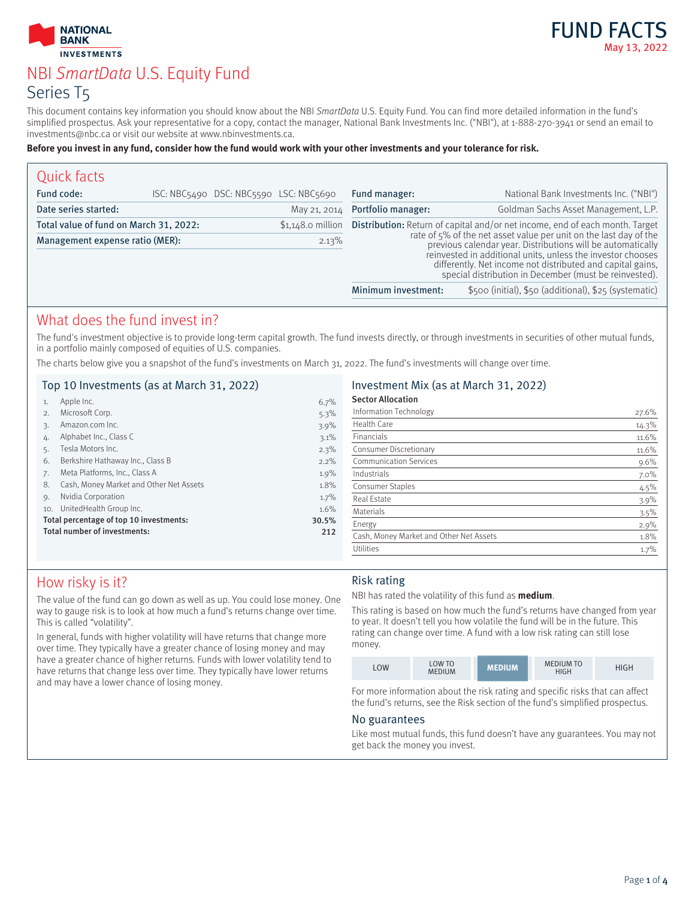NATIONAL BANK INVESTMENTS

# FUND FACTS

May 13, 2022

# NBI *SmartData* U.S. Equity Fund

## Series T5

This document contains key information you should know about the NBI *SmartData* U.S. Equity Fund. You can find more detailed information in the fund's simplified prospectus. Ask your representative for a copy, contact the manager, National Bank Investments Inc. ("NBI"), at 1-888-270-3941 or send an email to investments@nbc.ca or visit our website at www.nbinvestments.ca.

**Before you invest in any fund, consider how the fund would work with your other investments and your tolerance for risk.**

## Quick facts

| | |
|---|---|
| **Fund code:** | ISC: NBC5490 DSC: NBC5590 LSC: NBC5690 |
| **Date series started:** | May 21, 2014 |
| **Total value of fund on March 31, 2022:** | $1,148.0 million |
| **Management expense ratio (MER):** | 2.13% |

| | |
|---|---|
| **Fund manager:** | National Bank Investments Inc. ("NBI") |
| **Portfolio manager:** | Goldman Sachs Asset Management, L.P. |
| **Distribution:** | Return of capital and/or net income, end of each month. Target rate of 5% of the net asset value per unit on the last day of the previous calendar year. Distributions will be automatically reinvested in additional units, unless the investor chooses differently. Net income not distributed and capital gains, special distribution in December (must be reinvested). |
| **Minimum investment:** | $500 (initial), $50 (additional), $25 (systematic) |

## What does the fund invest in?

The fund's investment objective is to provide long-term capital growth. The fund invests directly, or through investments in securities of other mutual funds, in a portfolio mainly composed of equities of U.S. companies.

The charts below give you a snapshot of the fund's investments on March 31, 2022. The fund's investments will change over time.

### Top 10 Investments (as at March 31, 2022)

| | | |
|---|---|---|
| 1. | Apple Inc. | 6.7% |
| 2. | Microsoft Corp. | 5.3% |
| 3. | Amazon.com Inc. | 3.9% |
| 4. | Alphabet Inc., Class C | 3.1% |
| 5. | Tesla Motors Inc. | 2.3% |
| 6. | Berkshire Hathaway Inc., Class B | 2.2% |
| 7. | Meta Platforms, Inc., Class A | 1.9% |
| 8. | Cash, Money Market and Other Net Assets | 1.8% |
| 9. | Nvidia Corporation | 1.7% |
| 10. | UnitedHealth Group Inc. | 1.6% |
| | **Total percentage of top 10 investments:** | **30.5%** |
| | **Total number of investments:** | **212** |

### Investment Mix (as at March 31, 2022)

**Sector Allocation**

| | |
|---|---|
| Information Technology | 27.6% |
| Health Care | 14.3% |
| Financials | 11.6% |
| Consumer Discretionary | 11.6% |
| Communication Services | 9.6% |
| Industrials | 7.0% |
| Consumer Staples | 4.5% |
| Real Estate | 3.9% |
| Materials | 3.5% |
| Energy | 2.9% |
| Cash, Money Market and Other Net Assets | 1.8% |
| Utilities | 1.7% |

## How risky is it?

The value of the fund can go down as well as up. You could lose money. One way to gauge risk is to look at how much a fund's returns change over time. This is called "volatility".

In general, funds with higher volatility will have returns that change more over time. They typically have a greater chance of losing money and may have a greater chance of higher returns. Funds with lower volatility tend to have returns that change less over time. They typically have lower returns and may have a lower chance of losing money.

### Risk rating

NBI has rated the volatility of this fund as **medium**.

This rating is based on how much the fund's returns have changed from year to year. It doesn't tell you how volatile the fund will be in the future. This rating can change over time. A fund with a low risk rating can still lose money.

| LOW | LOW TO MEDIUM | **MEDIUM** | MEDIUM TO HIGH | HIGH |
|---|---|---|---|---|

For more information about the risk rating and specific risks that can affect the fund's returns, see the Risk section of the fund's simplified prospectus.

### No guarantees

Like most mutual funds, this fund doesn't have any guarantees. You may not get back the money you invest.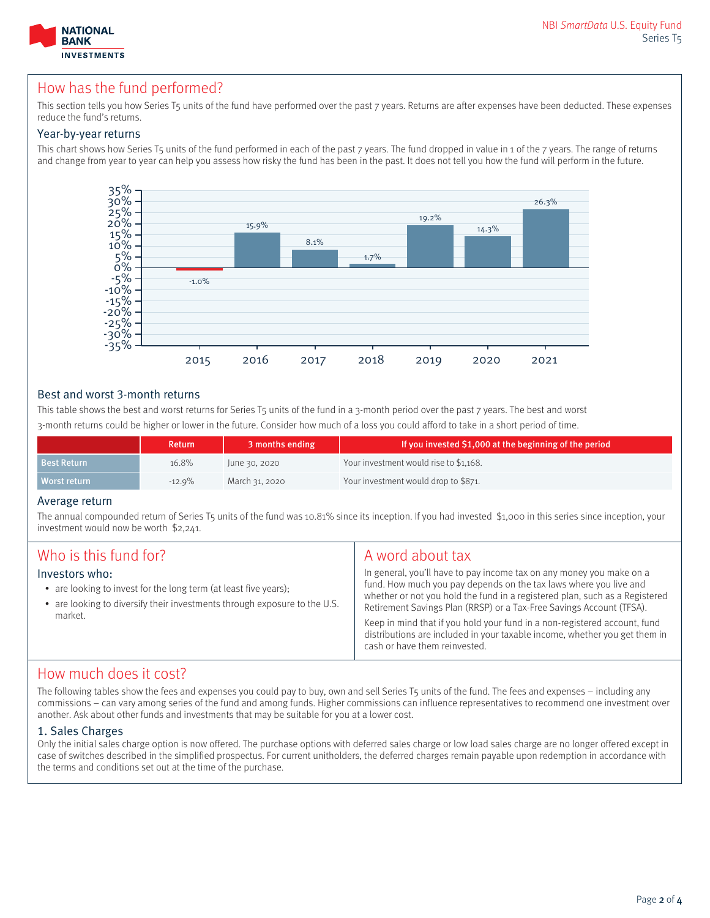## How has the fund performed?

This section tells you how Series T5 units of the fund have performed over the past 7 years. Returns are after expenses have been deducted. These expenses reduce the fund's returns.

### Year-by-year returns

This chart shows how Series T5 units of the fund performed in each of the past 7 years. The fund dropped in value in 1 of the 7 years. The range of returns and change from year to year can help you assess how risky the fund has been in the past. It does not tell you how the fund will perform in the future.

| Year | 2015 | 2016 | 2017 | 2018 | 2019 | 2020 | 2021 |
|---|---|---|---|---|---|---|---|
| Return | -1.0% | 15.9% | 8.1% | 1.7% | 19.2% | 14.3% | 26.3% |

### Best and worst 3-month returns

This table shows the best and worst returns for Series T5 units of the fund in a 3-month period over the past 7 years. The best and worst 3-month returns could be higher or lower in the future. Consider how much of a loss you could afford to take in a short period of time.

| | Return | 3 months ending | If you invested $1,000 at the beginning of the period |
|---|---|---|---|
| Best Return | 16.8% | June 30, 2020 | Your investment would rise to $1,168. |
| Worst return | -12.9% | March 31, 2020 | Your investment would drop to $871. |

### Average return

The annual compounded return of Series T5 units of the fund was 10.81% since its inception. If you had invested $1,000 in this series since inception, your investment would now be worth $2,241.

## Who is this fund for?

### Investors who:

- are looking to invest for the long term (at least five years);
- are looking to diversify their investments through exposure to the U.S. market.

## A word about tax

In general, you'll have to pay income tax on any money you make on a fund. How much you pay depends on the tax laws where you live and whether or not you hold the fund in a registered plan, such as a Registered Retirement Savings Plan (RRSP) or a Tax-Free Savings Account (TFSA).

Keep in mind that if you hold your fund in a non-registered account, fund distributions are included in your taxable income, whether you get them in cash or have them reinvested.

## How much does it cost?

The following tables show the fees and expenses you could pay to buy, own and sell Series T5 units of the fund. The fees and expenses – including any commissions – can vary among series of the fund and among funds. Higher commissions can influence representatives to recommend one investment over another. Ask about other funds and investments that may be suitable for you at a lower cost.

### 1. Sales Charges

Only the initial sales charge option is now offered. The purchase options with deferred sales charge or low load sales charge are no longer offered except in case of switches described in the simplified prospectus. For current unitholders, the deferred charges remain payable upon redemption in accordance with the terms and conditions set out at the time of the purchase.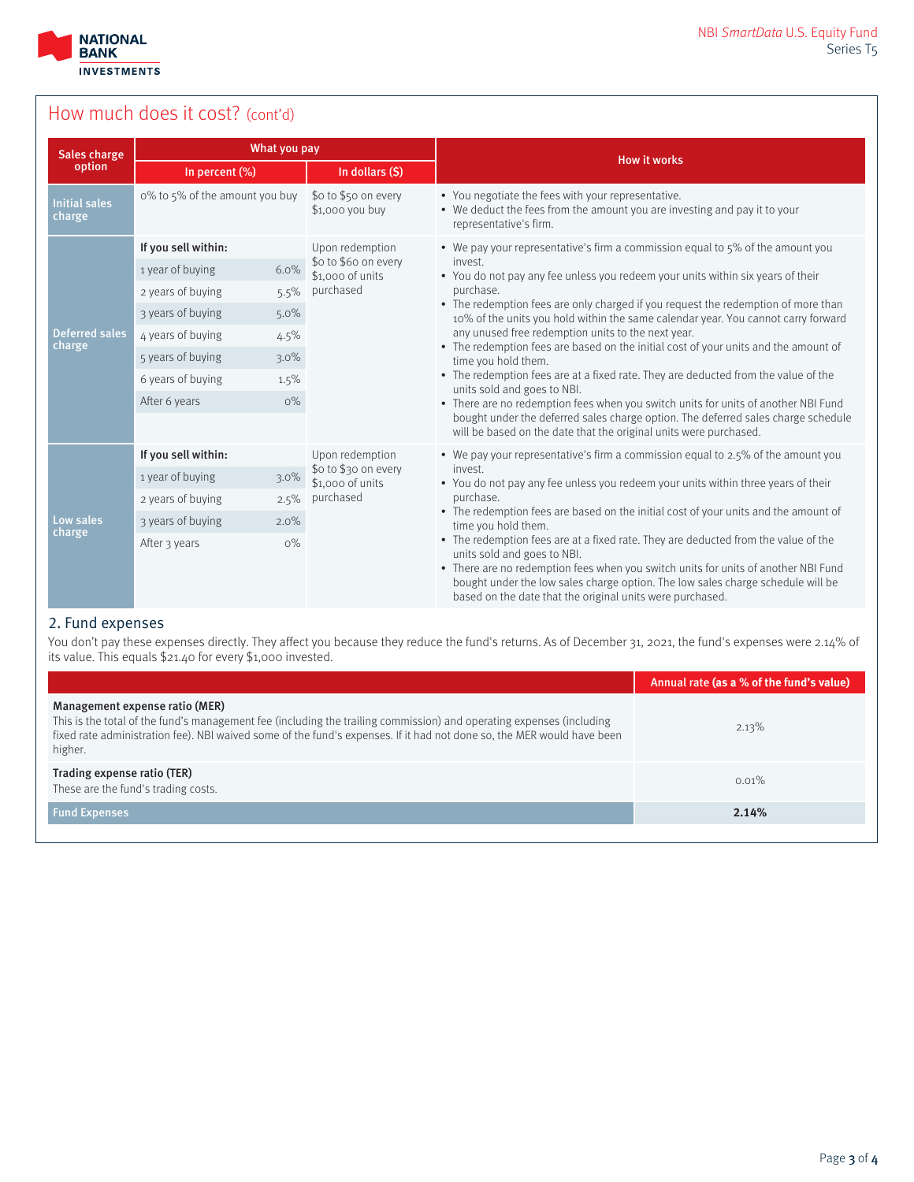## How much does it cost? (cont'd)

| Sales charge option | What you pay | | How it works |
|---|---|---|---|
| | In percent (%) | In dollars ($) | |
| Initial sales charge | 0% to 5% of the amount you buy | $0 to $50 on every $1,000 you buy | • You negotiate the fees with your representative.<br>• We deduct the fees from the amount you are investing and pay it to your representative's firm. |
| Deferred sales charge | **If you sell within:**<br>1 year of buying 6.0%<br>2 years of buying 5.5%<br>3 years of buying 5.0%<br>4 years of buying 4.5%<br>5 years of buying 3.0%<br>6 years of buying 1.5%<br>After 6 years 0% | Upon redemption $0 to $60 on every $1,000 of units purchased | • We pay your representative's firm a commission equal to 5% of the amount you invest.<br>• You do not pay any fee unless you redeem your units within six years of their purchase.<br>• The redemption fees are only charged if you request the redemption of more than 10% of the units you hold within the same calendar year. You cannot carry forward any unused free redemption units to the next year.<br>• The redemption fees are based on the initial cost of your units and the amount of time you hold them.<br>• The redemption fees are at a fixed rate. They are deducted from the value of the units sold and goes to NBI.<br>• There are no redemption fees when you switch units for units of another NBI Fund bought under the deferred sales charge option. The deferred sales charge schedule will be based on the date that the original units were purchased. |
| Low sales charge | **If you sell within:**<br>1 year of buying 3.0%<br>2 years of buying 2.5%<br>3 years of buying 2.0%<br>After 3 years 0% | Upon redemption $0 to $30 on every $1,000 of units purchased | • We pay your representative's firm a commission equal to 2.5% of the amount you invest.<br>• You do not pay any fee unless you redeem your units within three years of their purchase.<br>• The redemption fees are based on the initial cost of your units and the amount of time you hold them.<br>• The redemption fees are at a fixed rate. They are deducted from the value of the units sold and goes to NBI.<br>• There are no redemption fees when you switch units for units of another NBI Fund bought under the low sales charge option. The low sales charge schedule will be based on the date that the original units were purchased. |

### 2. Fund expenses

You don't pay these expenses directly. They affect you because they reduce the fund's returns. As of December 31, 2021, the fund's expenses were 2.14% of its value. This equals $21.40 for every $1,000 invested.

| | Annual rate (as a % of the fund's value) |
|---|---|
| **Management expense ratio (MER)**<br>This is the total of the fund's management fee (including the trailing commission) and operating expenses (including fixed rate administration fee). NBI waived some of the fund's expenses. If it had not done so, the MER would have been higher. | 2.13% |
| **Trading expense ratio (TER)**<br>These are the fund's trading costs. | 0.01% |
| **Fund Expenses** | **2.14%** |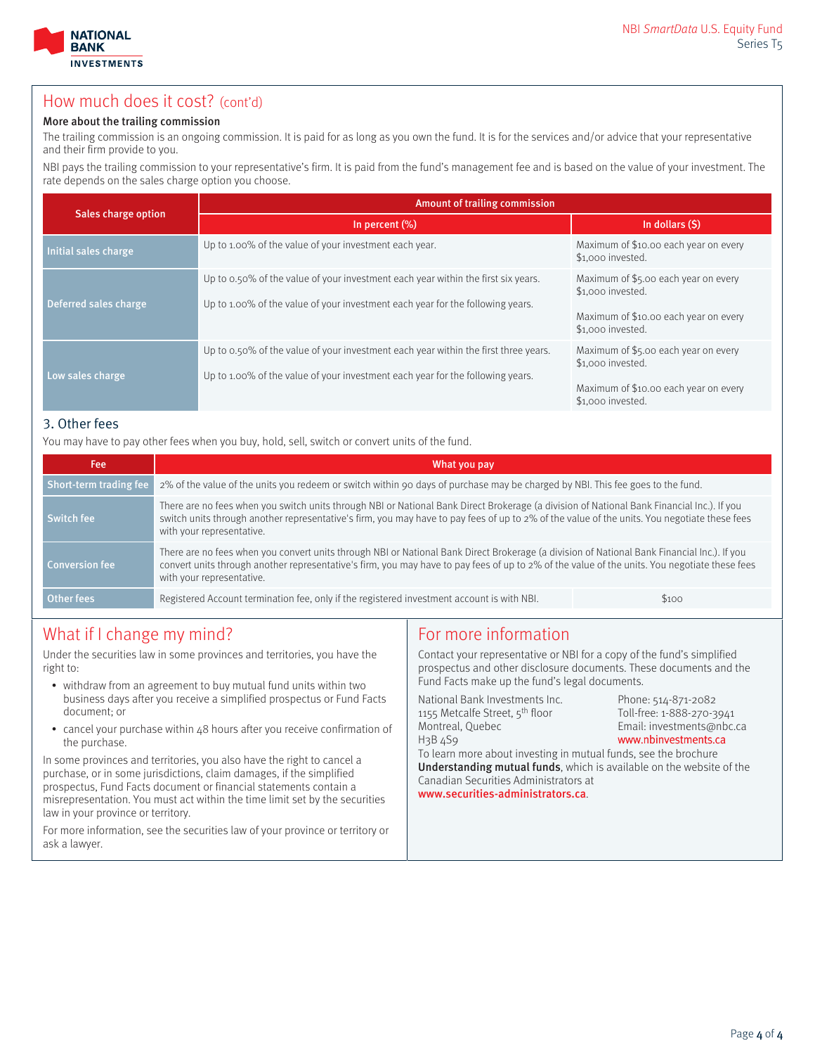## How much does it cost? (cont'd)

**More about the trailing commission**

The trailing commission is an ongoing commission. It is paid for as long as you own the fund. It is for the services and/or advice that your representative and their firm provide to you.

NBI pays the trailing commission to your representative's firm. It is paid from the fund's management fee and is based on the value of your investment. The rate depends on the sales charge option you choose.

| Sales charge option | Amount of trailing commission | |
|---|---|---|
| | In percent (%) | In dollars ($) |
| Initial sales charge | Up to 1.00% of the value of your investment each year. | Maximum of $10.00 each year on every $1,000 invested. |
| Deferred sales charge | Up to 0.50% of the value of your investment each year within the first six years.<br><br>Up to 1.00% of the value of your investment each year for the following years. | Maximum of $5.00 each year on every $1,000 invested.<br><br>Maximum of $10.00 each year on every $1,000 invested. |
| Low sales charge | Up to 0.50% of the value of your investment each year within the first three years.<br><br>Up to 1.00% of the value of your investment each year for the following years. | Maximum of $5.00 each year on every $1,000 invested.<br><br>Maximum of $10.00 each year on every $1,000 invested. |

### 3. Other fees

You may have to pay other fees when you buy, hold, sell, switch or convert units of the fund.

| Fee | What you pay | |
|---|---|---|
| Short-term trading fee | 2% of the value of the units you redeem or switch within 90 days of purchase may be charged by NBI. This fee goes to the fund. | |
| Switch fee | There are no fees when you switch units through NBI or National Bank Direct Brokerage (a division of National Bank Financial Inc.). If you switch units through another representative's firm, you may have to pay fees of up to 2% of the value of the units. You negotiate these fees with your representative. | |
| Conversion fee | There are no fees when you convert units through NBI or National Bank Direct Brokerage (a division of National Bank Financial Inc.). If you convert units through another representative's firm, you may have to pay fees of up to 2% of the value of the units. You negotiate these fees with your representative. | |
| Other fees | Registered Account termination fee, only if the registered investment account is with NBI. | $100 |

## What if I change my mind?

Under the securities law in some provinces and territories, you have the right to:

- withdraw from an agreement to buy mutual fund units within two business days after you receive a simplified prospectus or Fund Facts document; or
- cancel your purchase within 48 hours after you receive confirmation of the purchase.

In some provinces and territories, you also have the right to cancel a purchase, or in some jurisdictions, claim damages, if the simplified prospectus, Fund Facts document or financial statements contain a misrepresentation. You must act within the time limit set by the securities law in your province or territory.

For more information, see the securities law of your province or territory or ask a lawyer.

## For more information

Contact your representative or NBI for a copy of the fund's simplified prospectus and other disclosure documents. These documents and the Fund Facts make up the fund's legal documents.

National Bank Investments Inc.
1155 Metcalfe Street, 5th floor
Montreal, Quebec
H3B 4S9

Phone: 514-871-2082
Toll-free: 1-888-270-3941
Email: investments@nbc.ca
www.nbinvestments.ca

To learn more about investing in mutual funds, see the brochure **Understanding mutual funds**, which is available on the website of the Canadian Securities Administrators at **www.securities-administrators.ca**.